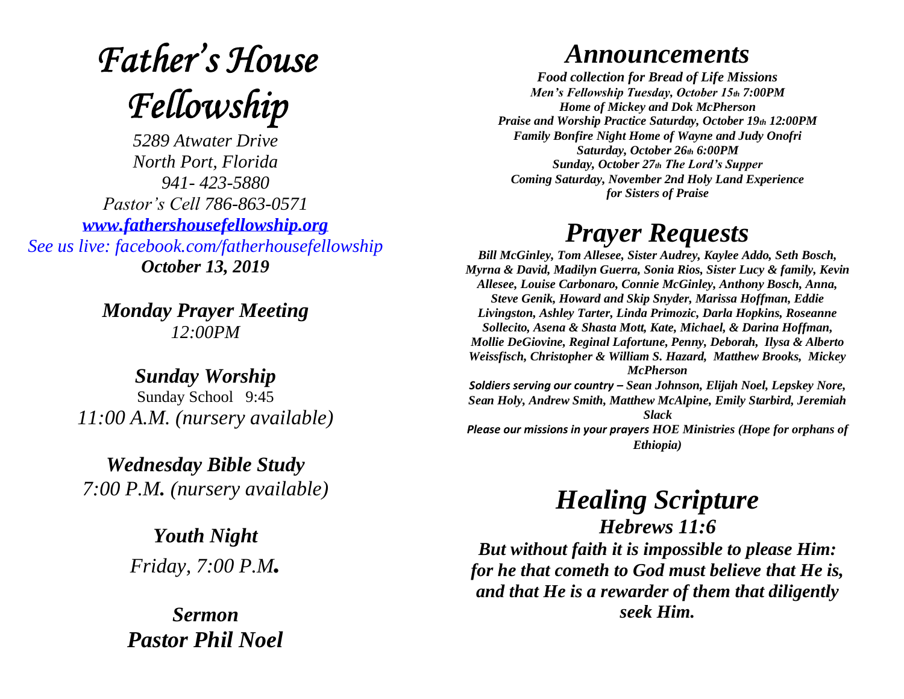# *Father's House Fellowship*

*5289 Atwater Drive*
*North Port, Florida*
*941- 423-5880*
*Pastor's Cell 786-863-0571*
***www.fathershousefellowship.org***
*See us live: facebook.com/fatherhousefellowship*
***October 13, 2019***

***Monday Prayer Meeting***
*12:00PM*

***Sunday Worship***
Sunday School 9:45
*11:00 A.M. (nursery available)*

***Wednesday Bible Study***
*7:00 P.M. (nursery available)*

***Youth Night***
*Friday, 7:00 P.M.*

***Sermon***
***Pastor Phil Noel***

## *Announcements*

***Food collection for Bread of Life Missions***
***Men's Fellowship Tuesday, October 15th 7:00PM***
***Home of Mickey and Dok McPherson***
***Praise and Worship Practice Saturday, October 19th 12:00PM***
***Family Bonfire Night Home of Wayne and Judy Onofri***
***Saturday, October 26th 6:00PM***
***Sunday, October 27th The Lord's Supper***
***Coming Saturday, November 2nd Holy Land Experience for Sisters of Praise***

## *Prayer Requests*

***Bill McGinley, Tom Allesee, Sister Audrey, Kaylee Addo, Seth Bosch, Myrna & David, Madilyn Guerra, Sonia Rios, Sister Lucy & family, Kevin Allesee, Louise Carbonaro, Connie McGinley, Anthony Bosch, Anna, Steve Genik, Howard and Skip Snyder, Marissa Hoffman, Eddie Livingston, Ashley Tarter, Linda Primozic, Darla Hopkins, Roseanne Sollecito, Asena & Shasta Mott, Kate, Michael, & Darina Hoffman, Mollie DeGiovine, Reginal Lafortune, Penny, Deborah, Ilysa & Alberto Weissfisch, Christopher & William S. Hazard, Matthew Brooks, Mickey McPherson***

***Soldiers serving our country – Sean Johnson, Elijah Noel, Lepskey Nore, Sean Holy, Andrew Smith, Matthew McAlpine, Emily Starbird, Jeremiah Slack***

***Please our missions in your prayers HOE Ministries (Hope for orphans of Ethiopia)***

## *Healing Scripture*

***Hebrews 11:6***

***But without faith it is impossible to please Him: for he that cometh to God must believe that He is, and that He is a rewarder of them that diligently seek Him.***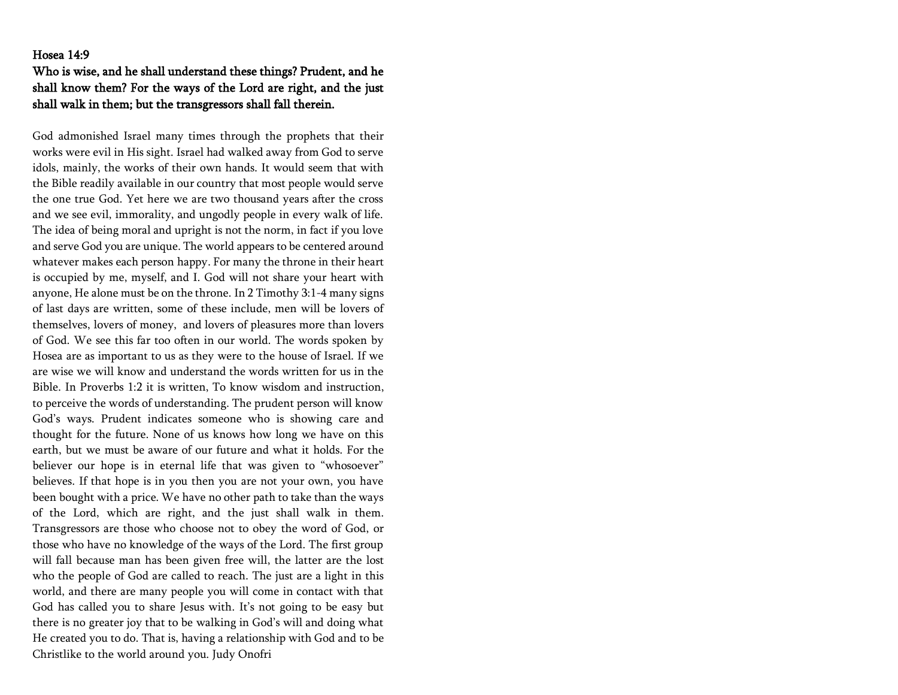**Hosea 14:9**

**Who is wise, and he shall understand these things? Prudent, and he shall know them? For the ways of the Lord are right, and the just shall walk in them; but the transgressors shall fall therein.**

God admonished Israel many times through the prophets that their works were evil in His sight. Israel had walked away from God to serve idols, mainly, the works of their own hands. It would seem that with the Bible readily available in our country that most people would serve the one true God. Yet here we are two thousand years after the cross and we see evil, immorality, and ungodly people in every walk of life. The idea of being moral and upright is not the norm, in fact if you love and serve God you are unique. The world appears to be centered around whatever makes each person happy. For many the throne in their heart is occupied by me, myself, and I. God will not share your heart with anyone, He alone must be on the throne. In 2 Timothy 3:1-4 many signs of last days are written, some of these include, men will be lovers of themselves, lovers of money, and lovers of pleasures more than lovers of God. We see this far too often in our world. The words spoken by Hosea are as important to us as they were to the house of Israel. If we are wise we will know and understand the words written for us in the Bible. In Proverbs 1:2 it is written, To know wisdom and instruction, to perceive the words of understanding. The prudent person will know God's ways. Prudent indicates someone who is showing care and thought for the future. None of us knows how long we have on this earth, but we must be aware of our future and what it holds. For the believer our hope is in eternal life that was given to "whosoever" believes. If that hope is in you then you are not your own, you have been bought with a price. We have no other path to take than the ways of the Lord, which are right, and the just shall walk in them. Transgressors are those who choose not to obey the word of God, or those who have no knowledge of the ways of the Lord. The first group will fall because man has been given free will, the latter are the lost who the people of God are called to reach. The just are a light in this world, and there are many people you will come in contact with that God has called you to share Jesus with. It's not going to be easy but there is no greater joy that to be walking in God's will and doing what He created you to do. That is, having a relationship with God and to be Christlike to the world around you. Judy Onofri